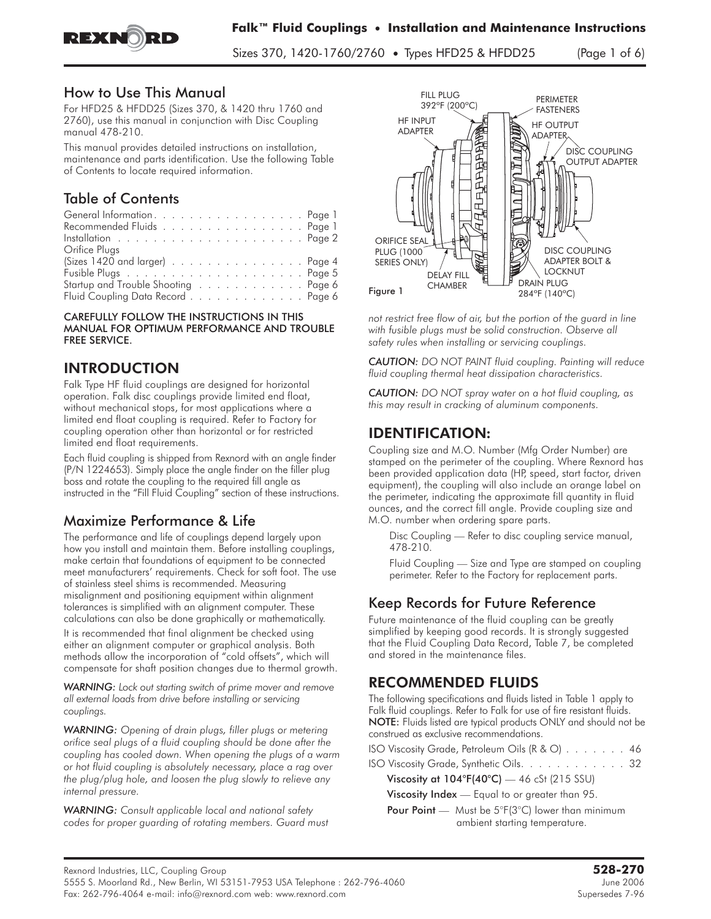## How to Use This Manual

For HFD25 & HFDD25 (Sizes 370, & 1420 thru 1760 and 2760), use this manual in conjunction with Disc Coupling manual 478-210.

This manual provides detailed instructions on installation, maintenance and parts identification. Use the following Table of Contents to locate required information.

## Table of Contents

| | |
|---|---|
| General Information | Page 1 |
| Recommended Fluids | Page 1 |
| Installation | Page 2 |
| Orifice Plugs (Sizes 1420 and larger) | Page 4 |
| Fusible Plugs | Page 5 |
| Startup and Trouble Shooting | Page 6 |
| Fluid Coupling Data Record | Page 6 |

**CAREFULLY FOLLOW THE INSTRUCTIONS IN THIS MANUAL FOR OPTIMUM PERFORMANCE AND TROUBLE FREE SERVICE.**

## INTRODUCTION

Falk Type HF fluid couplings are designed for horizontal operation. Falk disc couplings provide limited end float, without mechanical stops, for most applications where a limited end float coupling is required. Refer to Factory for coupling operation other than horizontal or for restricted limited end float requirements.

Each fluid coupling is shipped from Rexnord with an angle finder (P/N 1224653). Simply place the angle finder on the filler plug boss and rotate the coupling to the required fill angle as instructed in the "Fill Fluid Coupling" section of these instructions.

## Maximize Performance & Life

The performance and life of couplings depend largely upon how you install and maintain them. Before installing couplings, make certain that foundations of equipment to be connected meet manufacturers' requirements. Check for soft foot. The use of stainless steel shims is recommended. Measuring misalignment and positioning equipment within alignment tolerances is simplified with an alignment computer. These calculations can also be done graphically or mathematically.

It is recommended that final alignment be checked using either an alignment computer or graphical analysis. Both methods allow the incorporation of "cold offsets", which will compensate for shaft position changes due to thermal growth.

***WARNING:*** *Lock out starting switch of prime mover and remove all external loads from drive before installing or servicing couplings.*

***WARNING:*** *Opening of drain plugs, filler plugs or metering orifice seal plugs of a fluid coupling should be done after the coupling has cooled down. When opening the plugs of a warm or hot fluid coupling is absolutely necessary, place a rag over the plug/plug hole, and loosen the plug slowly to relieve any internal pressure.*

***WARNING:*** *Consult applicable local and national safety codes for proper guarding of rotating members. Guard must not restrict free flow of air, but the portion of the guard in line with fusible plugs must be solid construction. Observe all safety rules when installing or servicing couplings.*

FILL PLUG 392°F (200°C); PERIMETER FASTENERS; HF INPUT ADAPTER; HF OUTPUT ADAPTER; DISC COUPLING OUTPUT ADAPTER; ORIFICE SEAL PLUG (1000 SERIES ONLY); DELAY FILL CHAMBER; DISC COUPLING ADAPTER BOLT & LOCKNUT; DRAIN PLUG 284°F (140°C)

Figure 1

***CAUTION:*** *DO NOT PAINT fluid coupling. Painting will reduce fluid coupling thermal heat dissipation characteristics.*

***CAUTION:*** *DO NOT spray water on a hot fluid coupling, as this may result in cracking of aluminum components.*

## IDENTIFICATION:

Coupling size and M.O. Number (Mfg Order Number) are stamped on the perimeter of the coupling. Where Rexnord has been provided application data (HP, speed, start factor, driven equipment), the coupling will also include an orange label on the perimeter, indicating the approximate fill quantity in fluid ounces, and the correct fill angle. Provide coupling size and M.O. number when ordering spare parts.

Disc Coupling — Refer to disc coupling service manual, 478-210.

Fluid Coupling — Size and Type are stamped on coupling perimeter. Refer to the Factory for replacement parts.

## Keep Records for Future Reference

Future maintenance of the fluid coupling can be greatly simplified by keeping good records. It is strongly suggested that the Fluid Coupling Data Record, Table 7, be completed and stored in the maintenance files.

## RECOMMENDED FLUIDS

The following specifications and fluids listed in Table 1 apply to Falk fluid couplings. Refer to Falk for use of fire resistant fluids. **NOTE:** Fluids listed are typical products ONLY and should not be construed as exclusive recommendations.

ISO Viscosity Grade, Petroleum Oils (R & O) . . . . . . . 46

ISO Viscosity Grade, Synthetic Oils. . . . . . . . . . . . 32

**Viscosity at 104°F(40°C)** — 46 cSt (215 SSU)

**Viscosity Index** — Equal to or greater than 95.

**Pour Point** — Must be 5°F(3°C) lower than minimum ambient starting temperature.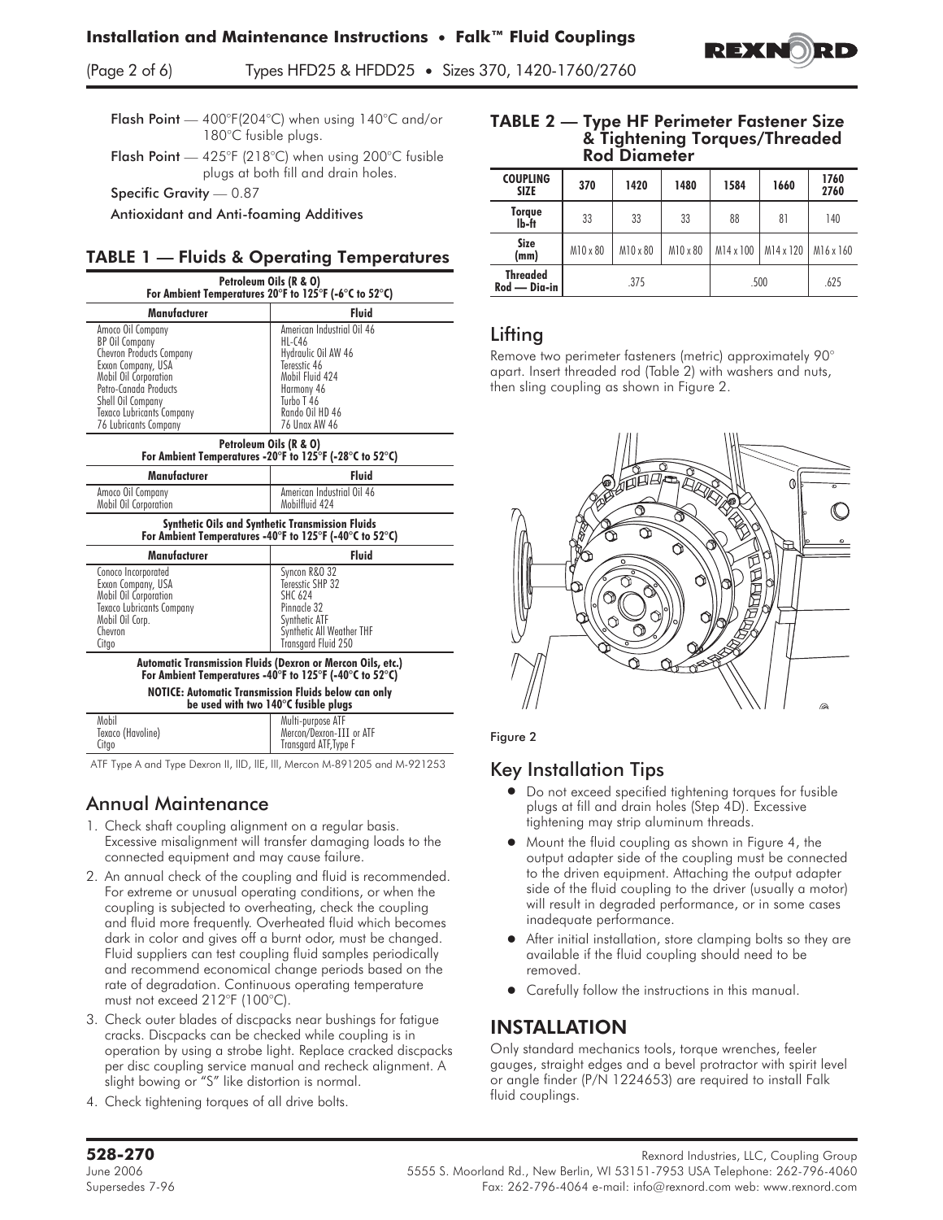**Flash Point** — 400°F(204°C) when using 140°C and/or 180°C fusible plugs.

**Flash Point** — 425°F (218°C) when using 200°C fusible plugs at both fill and drain holes.

**Specific Gravity** — 0.87

**Antioxidant and Anti-foaming Additives**

## TABLE 1 — Fluids & Operating Temperatures

| **Petroleum Oils (R & O) For Ambient Temperatures 20°F to 125°F (-6°C to 52°C)** | |
|---|---|
| **Manufacturer** | **Fluid** |
| Amoco Oil Company | American Industrial Oil 46 |
| BP Oil Company | HL-C46 |
| Chevron Products Company | Hydraulic Oil AW 46 |
| Exxon Company, USA | Teresstic 46 |
| Mobil Oil Corporation | Mobil Fluid 424 |
| Petro-Canada Products | Harmony 46 |
| Shell Oil Company | Turbo T 46 |
| Texaco Lubricants Company | Rando Oil HD 46 |
| 76 Lubricants Company | 76 Unax AW 46 |
| **Petroleum Oils (R & O) For Ambient Temperatures -20°F to 125°F (-28°C to 52°C)** | |
| **Manufacturer** | **Fluid** |
| Amoco Oil Company | American Industrial Oil 46 |
| Mobil Oil Corporation | Mobilfluid 424 |
| **Synthetic Oils and Synthetic Transmission Fluids For Ambient Temperatures -40°F to 125°F (-40°C to 52°C)** | |
| **Manufacturer** | **Fluid** |
| Conoco Incorporated | Syncon R&O 32 |
| Exxon Company, USA | Teresstic SHP 32 |
| Mobil Oil Corporation | SHC 624 |
| Texaco Lubricants Company | Pinnacle 32 |
| Mobil Oil Corp. | Synthetic ATF |
| Chevron | Synthetic All Weather THF |
| Citgo | Transgard Fluid 250 |
| **Automatic Transmission Fluids (Dexron or Mercon Oils, etc.) For Ambient Temperatures -40°F to 125°F (-40°C to 52°C)** | |
| **NOTICE: Automatic Transmission Fluids below can only be used with two 140°C fusible plugs** | |
| Mobil | Multi-purpose ATF |
| Texaco (Havoline) | Mercon/Dexron-III or ATF |
| Citgo | Transgard ATF,Type F |

ATF Type A and Type Dexron II, IID, IIE, III, Mercon M-891205 and M-921253

## Annual Maintenance

1. Check shaft coupling alignment on a regular basis. Excessive misalignment will transfer damaging loads to the connected equipment and may cause failure.
2. An annual check of the coupling and fluid is recommended. For extreme or unusual operating conditions, or when the coupling is subjected to overheating, check the coupling and fluid more frequently. Overheated fluid which becomes dark in color and gives off a burnt odor, must be changed. Fluid suppliers can test coupling fluid samples periodically and recommend economical change periods based on the rate of degradation. Continuous operating temperature must not exceed 212°F (100°C).
3. Check outer blades of discpacks near bushings for fatigue cracks. Discpacks can be checked while coupling is in operation by using a strobe light. Replace cracked discpacks per disc coupling service manual and recheck alignment. A slight bowing or "S" like distortion is normal.
4. Check tightening torques of all drive bolts.

## TABLE 2 — Type HF Perimeter Fastener Size & Tightening Torques/Threaded Rod Diameter

| COUPLING SIZE | 370 | 1420 | 1480 | 1584 | 1660 | 1760 2760 |
|---|---|---|---|---|---|---|
| Torque lb-ft | 33 | 33 | 33 | 88 | 81 | 140 |
| Size (mm) | M10 x 80 | M10 x 80 | M10 x 80 | M14 x 100 | M14 x 120 | M16 x 160 |
| Threaded Rod — Dia-in | .375 | | | .500 | | .625 |

## Lifting

Remove two perimeter fasteners (metric) approximately 90° apart. Insert threaded rod (Table 2) with washers and nuts, then sling coupling as shown in Figure 2.

Figure 2

## Key Installation Tips

- Do not exceed specified tightening torques for fusible plugs at fill and drain holes (Step 4D). Excessive tightening may strip aluminum threads.
- Mount the fluid coupling as shown in Figure 4, the output adapter side of the coupling must be connected to the driven equipment. Attaching the output adapter side of the fluid coupling to the driver (usually a motor) will result in degraded performance, or in some cases inadequate performance.
- After initial installation, store clamping bolts so they are available if the fluid coupling should need to be removed.
- Carefully follow the instructions in this manual.

## INSTALLATION

Only standard mechanics tools, torque wrenches, feeler gauges, straight edges and a bevel protractor with spirit level or angle finder (P/N 1224653) are required to install Falk fluid couplings.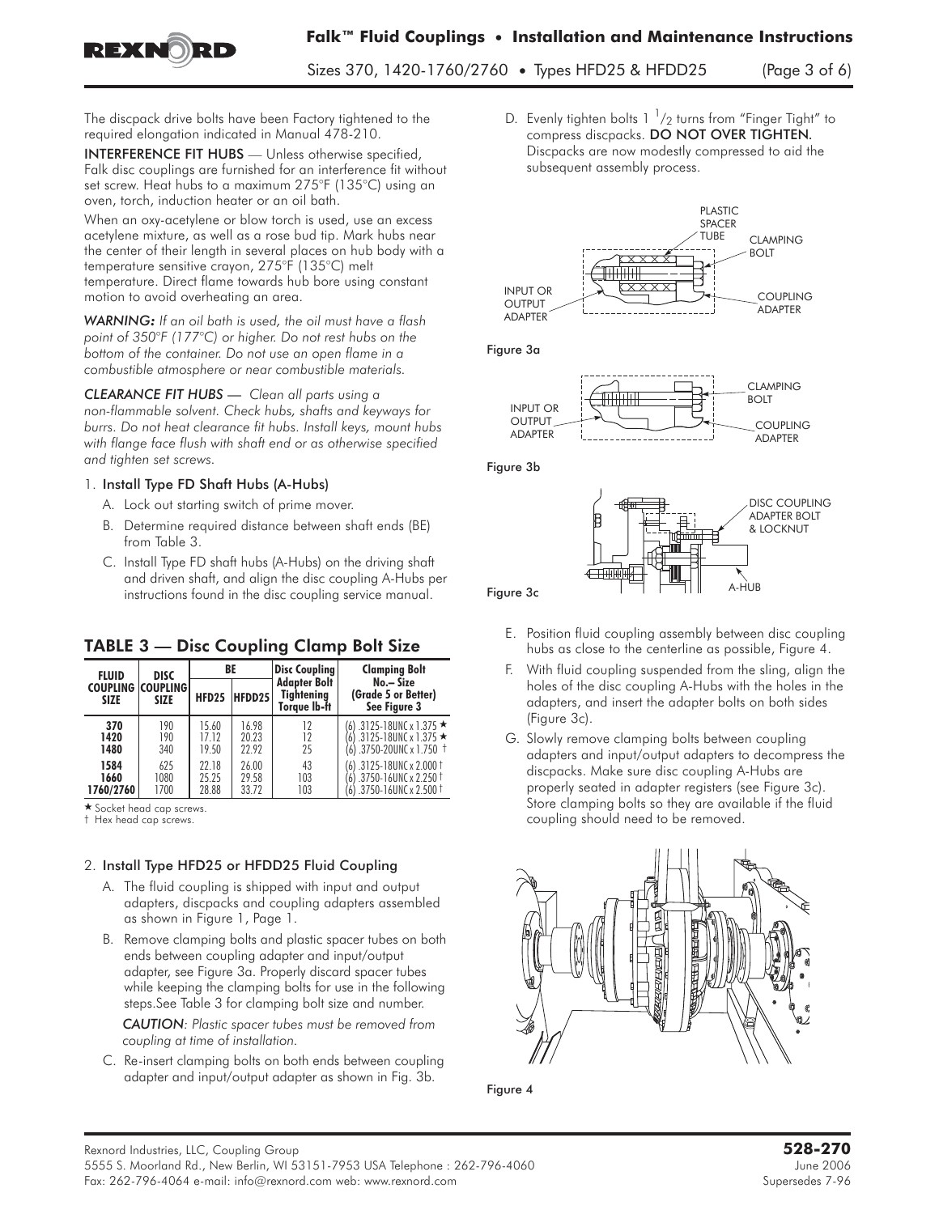The discpack drive bolts have been Factory tightened to the required elongation indicated in Manual 478-210.

INTERFERENCE FIT HUBS — Unless otherwise specified, Falk disc couplings are furnished for an interference fit without set screw. Heat hubs to a maximum 275°F (135°C) using an oven, torch, induction heater or an oil bath.

When an oxy-acetylene or blow torch is used, use an excess acetylene mixture, as well as a rose bud tip. Mark hubs near the center of their length in several places on hub body with a temperature sensitive crayon, 275°F (135°C) melt temperature. Direct flame towards hub bore using constant motion to avoid overheating an area.

*WARNING: If an oil bath is used, the oil must have a flash point of 350°F (177°C) or higher. Do not rest hubs on the bottom of the container. Do not use an open flame in a combustible atmosphere or near combustible materials.*

*CLEARANCE FIT HUBS — Clean all parts using a non-flammable solvent. Check hubs, shafts and keyways for burrs. Do not heat clearance fit hubs. Install keys, mount hubs with flange face flush with shaft end or as otherwise specified and tighten set screws.*

1. Install Type FD Shaft Hubs (A-Hubs)
   A. Lock out starting switch of prime mover.
   B. Determine required distance between shaft ends (BE) from Table 3.
   C. Install Type FD shaft hubs (A-Hubs) on the driving shaft and driven shaft, and align the disc coupling A-Hubs per instructions found in the disc coupling service manual.

## TABLE 3 — Disc Coupling Clamp Bolt Size

| FLUID COUPLING SIZE | DISC COUPLING SIZE | BE | | Disc Coupling Adapter Bolt Tightening Torque lb-ft | Clamping Bolt No.– Size (Grade 5 or Better) See Figure 3 |
|---|---|---|---|---|---|
| | | HFD25 | HFDD25 | | |
| 370 | 190 | 15.60 | 16.98 | 12 | (6) .3125-18UNC x 1.375 ★ |
| 1420 | 190 | 17.12 | 20.23 | 12 | (6) .3125-18UNC x 1.375 ★ |
| 1480 | 340 | 19.50 | 22.92 | 25 | (6) .3750-20UNC x 1.750 † |
| 1584 | 625 | 22.18 | 26.00 | 43 | (6) .3125-18UNC x 2.000 † |
| 1660 | 1080 | 25.25 | 29.58 | 103 | (6) .3750-16UNC x 2.250 † |
| 1760/2760 | 1700 | 28.88 | 33.72 | 103 | (6) .3750-16UNC x 2.500 † |

★ Socket head cap screws.
† Hex head cap screws.

2. Install Type HFD25 or HFDD25 Fluid Coupling
   A. The fluid coupling is shipped with input and output adapters, discpacks and coupling adapters assembled as shown in Figure 1, Page 1.
   B. Remove clamping bolts and plastic spacer tubes on both ends between coupling adapter and input/output adapter, see Figure 3a. Properly discard spacer tubes while keeping the clamping bolts for use in the following steps.See Table 3 for clamping bolt size and number.

      *CAUTION: Plastic spacer tubes must be removed from coupling at time of installation.*
   C. Re-insert clamping bolts on both ends between coupling adapter and input/output adapter as shown in Fig. 3b.
   D. Evenly tighten bolts 1 1/2 turns from "Finger Tight" to compress discpacks. DO NOT OVER TIGHTEN. Discpacks are now modestly compressed to aid the subsequent assembly process.

PLASTIC SPACER TUBE, CLAMPING BOLT, INPUT OR OUTPUT ADAPTER, COUPLING ADAPTER

Figure 3a

CLAMPING BOLT, INPUT OR OUTPUT ADAPTER, COUPLING ADAPTER

Figure 3b

DISC COUPLING ADAPTER BOLT & LOCKNUT, A-HUB

Figure 3c

   E. Position fluid coupling assembly between disc coupling hubs as close to the centerline as possible, Figure 4.
   F. With fluid coupling suspended from the sling, align the holes of the disc coupling A-Hubs with the holes in the adapters, and insert the adapter bolts on both sides (Figure 3c).
   G. Slowly remove clamping bolts between coupling adapters and input/output adapters to decompress the discpacks. Make sure disc coupling A-Hubs are properly seated in adapter registers (see Figure 3c). Store clamping bolts so they are available if the fluid coupling should need to be removed.

Figure 4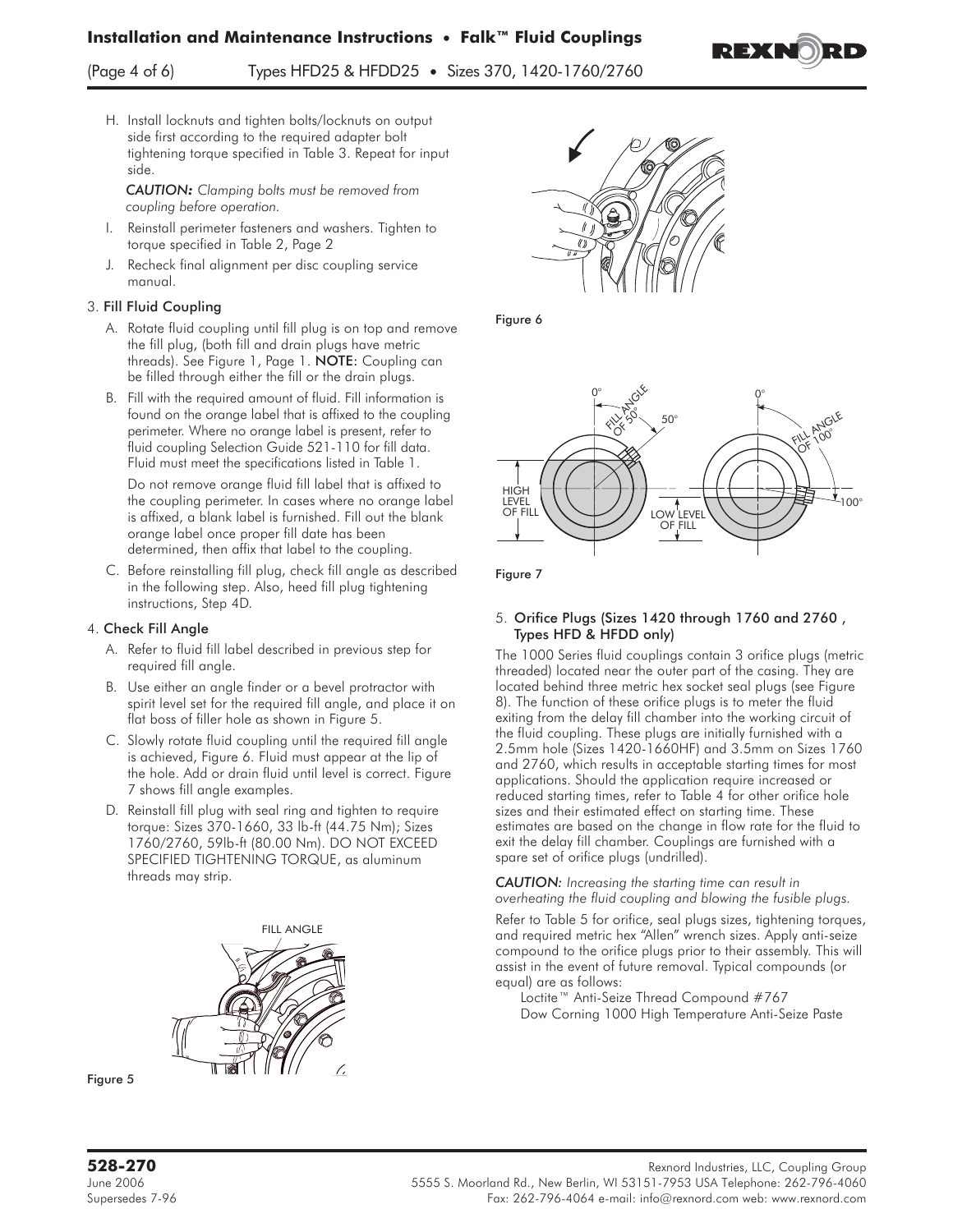H. Install locknuts and tighten bolts/locknuts on output side first according to the required adapter bolt tightening torque specified in Table 3. Repeat for input side.

*CAUTION: Clamping bolts must be removed from coupling before operation.*

I. Reinstall perimeter fasteners and washers. Tighten to torque specified in Table 2, Page 2

J. Recheck final alignment per disc coupling service manual.

3. **Fill Fluid Coupling**

A. Rotate fluid coupling until fill plug is on top and remove the fill plug, (both fill and drain plugs have metric threads). See Figure 1, Page 1. **NOTE:** Coupling can be filled through either the fill or the drain plugs.

B. Fill with the required amount of fluid. Fill information is found on the orange label that is affixed to the coupling perimeter. Where no orange label is present, refer to fluid coupling Selection Guide 521-110 for fill data. Fluid must meet the specifications listed in Table 1.

Do not remove orange fluid fill label that is affixed to the coupling perimeter. In cases where no orange label is affixed, a blank label is furnished. Fill out the blank orange label once proper fill date has been determined, then affix that label to the coupling.

C. Before reinstalling fill plug, check fill angle as described in the following step. Also, heed fill plug tightening instructions, Step 4D.

4. **Check Fill Angle**

A. Refer to fluid fill label described in previous step for required fill angle.

B. Use either an angle finder or a bevel protractor with spirit level set for the required fill angle, and place it on flat boss of filler hole as shown in Figure 5.

C. Slowly rotate fluid coupling until the required fill angle is achieved, Figure 6. Fluid must appear at the lip of the hole. Add or drain fluid until level is correct. Figure 7 shows fill angle examples.

D. Reinstall fill plug with seal ring and tighten to require torque: Sizes 370-1660, 33 lb-ft (44.75 Nm); Sizes 1760/2760, 59lb-ft (80.00 Nm). DO NOT EXCEED SPECIFIED TIGHTENING TORQUE, as aluminum threads may strip.

FILL ANGLE

Figure 5

Figure 6

0° FILL ANGLE OF 50° 50° HIGH LEVEL OF FILL LOW LEVEL OF FILL 0° FILL ANGLE OF 100° 100°

Figure 7

5. **Orifice Plugs (Sizes 1420 through 1760 and 2760 , Types HFD & HFDD only)**

The 1000 Series fluid couplings contain 3 orifice plugs (metric threaded) located near the outer part of the casing. They are located behind three metric hex socket seal plugs (see Figure 8). The function of these orifice plugs is to meter the fluid exiting from the delay fill chamber into the working circuit of the fluid coupling. These plugs are initially furnished with a 2.5mm hole (Sizes 1420-1660HF) and 3.5mm on Sizes 1760 and 2760, which results in acceptable starting times for most applications. Should the application require increased or reduced starting times, refer to Table 4 for other orifice hole sizes and their estimated effect on starting time. These estimates are based on the change in flow rate for the fluid to exit the delay fill chamber. Couplings are furnished with a spare set of orifice plugs (undrilled).

*CAUTION: Increasing the starting time can result in overheating the fluid coupling and blowing the fusible plugs.*

Refer to Table 5 for orifice, seal plugs sizes, tightening torques, and required metric hex "Allen" wrench sizes. Apply anti-seize compound to the orifice plugs prior to their assembly. This will assist in the event of future removal. Typical compounds (or equal) are as follows:

Loctite™ Anti-Seize Thread Compound #767
Dow Corning 1000 High Temperature Anti-Seize Paste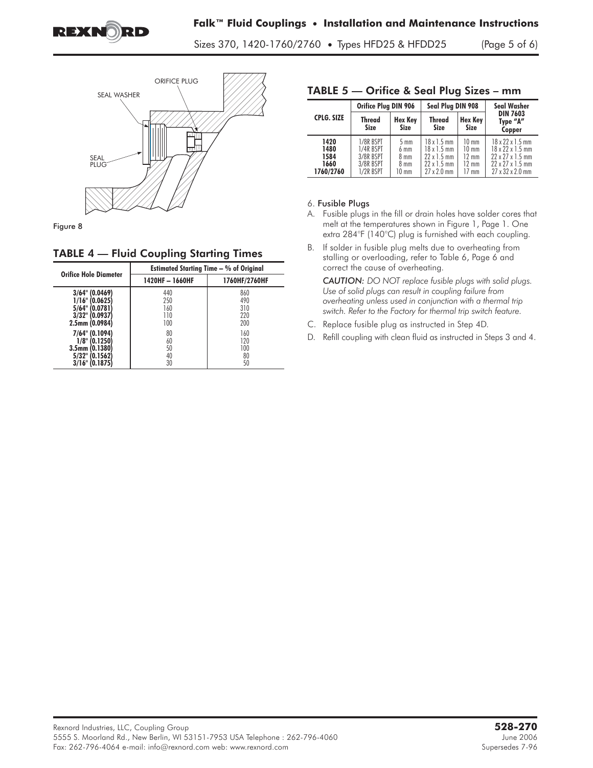ORIFICE PLUG

SEAL WASHER

SEAL PLUG

Figure 8

## TABLE 4 — Fluid Coupling Starting Times

| Orifice Hole Diameter | Estimated Starting Time – % of Original | |
|---|---|---|
| | 1420HF – 1660HF | 1760HF/2760HF |
| 3/64" (0.0469) | 440 | 860 |
| 1/16" (0.0625) | 250 | 490 |
| 5/64" (0.0781) | 160 | 310 |
| 3/32" (0.0937) | 110 | 220 |
| 2.5mm (0.0984) | 100 | 200 |
| 7/64" (0.1094) | 80 | 160 |
| 1/8" (0.1250) | 60 | 120 |
| 3.5mm (0.1380) | 50 | 100 |
| 5/32" (0.1562) | 40 | 80 |
| 3/16" (0.1875) | 30 | 50 |

## TABLE 5 — Orifice & Seal Plug Sizes – mm

| CPLG. SIZE | Orifice Plug DIN 906 | | Seal Plug DIN 908 | | Seal Washer DIN 7603 Type "A" Copper |
|---|---|---|---|---|---|
| | Thread Size | Hex Key Size | Thread Size | Hex Key Size | |
| 1420 | 1/8R BSPT | 5 mm | 18 x 1.5 mm | 10 mm | 18 x 22 x 1.5 mm |
| 1480 | 1/4R BSPT | 6 mm | 18 x 1.5 mm | 10 mm | 18 x 22 x 1.5 mm |
| 1584 | 3/8R BSPT | 8 mm | 22 x 1.5 mm | 12 mm | 22 x 27 x 1.5 mm |
| 1660 | 3/8R BSPT | 8 mm | 22 x 1.5 mm | 12 mm | 22 x 27 x 1.5 mm |
| 1760/2760 | 1/2R BSPT | 10 mm | 27 x 2.0 mm | 17 mm | 27 x 32 x 2.0 mm |

6. **Fusible Plugs**

A. Fusible plugs in the fill or drain holes have solder cores that melt at the temperatures shown in Figure 1, Page 1. One extra 284°F (140°C) plug is furnished with each coupling.

B. If solder in fusible plug melts due to overheating from stalling or overloading, refer to Table 6, Page 6 and correct the cause of overheating.

*CAUTION: DO NOT replace fusible plugs with solid plugs. Use of solid plugs can result in coupling failure from overheating unless used in conjunction with a thermal trip switch. Refer to the Factory for thermal trip switch feature.*

C. Replace fusible plug as instructed in Step 4D.

D. Refill coupling with clean fluid as instructed in Steps 3 and 4.

Rexnord Industries, LLC, Coupling Group
5555 S. Moorland Rd., New Berlin, WI 53151-7953 USA Telephone : 262-796-4060
Fax: 262-796-4064 e-mail: info@rexnord.com web: www.rexnord.com

**528-270**
June 2006
Supersedes 7-96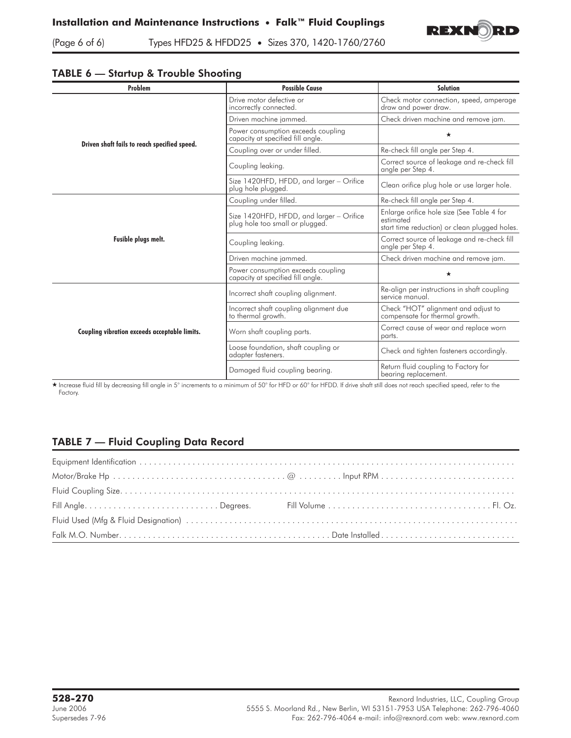## TABLE 6 — Startup & Trouble Shooting

| Problem | Possible Cause | Solution |
|---|---|---|
| Driven shaft fails to reach specified speed. | Drive motor defective or incorrectly connected. | Check motor connection, speed, amperage draw and power draw. |
| | Driven machine jammed. | Check driven machine and remove jam. |
| | Power consumption exceeds coupling capacity at specified fill angle. | ★ |
| | Coupling over or under filled. | Re-check fill angle per Step 4. |
| | Coupling leaking. | Correct source of leakage and re-check fill angle per Step 4. |
| | Size 1420HFD, HFDD, and larger – Orifice plug hole plugged. | Clean orifice plug hole or use larger hole. |
| Fusible plugs melt. | Coupling under filled. | Re-check fill angle per Step 4. |
| | Size 1420HFD, HFDD, and larger – Orifice plug hole too small or plugged. | Enlarge orifice hole size (See Table 4 for estimated start time reduction) or clean plugged holes. |
| | Coupling leaking. | Correct source of leakage and re-check fill angle per Step 4. |
| | Driven machine jammed. | Check driven machine and remove jam. |
| | Power consumption exceeds coupling capacity at specified fill angle. | ★ |
| Coupling vibration exceeds acceptable limits. | Incorrect shaft coupling alignment. | Re-align per instructions in shaft coupling service manual. |
| | Incorrect shaft coupling alignment due to thermal growth. | Check "HOT" alignment and adjust to compensate for thermal growth. |
| | Worn shaft coupling parts. | Correct cause of wear and replace worn parts. |
| | Loose foundation, shaft coupling or adapter fasteners. | Check and tighten fasteners accordingly. |
| | Damaged fluid coupling bearing. | Return fluid coupling to Factory for bearing replacement. |

★ Increase fluid fill by decreasing fill angle in 5° increments to a minimum of 50° for HFD or 60° for HFDD. If drive shaft still does not reach specified speed, refer to the Factory.

## TABLE 7 — Fluid Coupling Data Record

Equipment Identification . . . . . . . . . . . . . . . . . . . . . . . . . . . . . . . . . . . . . . . . . . . . . . . . . . . .

Motor/Brake Hp . . . . . . . . . . . . . . . . . . . . . @ . . . . . . . . . Input RPM . . . . . . . . . . . . . . . . . . . .

Fluid Coupling Size. . . . . . . . . . . . . . . . . . . . . . . . . . . . . . . . . . . . . . . . . . . . . . . . . . . . . . . . . .

Fill Angle. . . . . . . . . . . . . . . . . . . . . . Degrees. Fill Volume . . . . . . . . . . . . . . . . . . . . . . . . Fl. Oz.

Fluid Used (Mfg & Fluid Designation) . . . . . . . . . . . . . . . . . . . . . . . . . . . . . . . . . . . . . . . . . . . .

Falk M.O. Number. . . . . . . . . . . . . . . . . . . . . . . . . . . . . Date Installed . . . . . . . . . . . . . . . . . . . .

**528-270**
June 2006
Supersedes 7-96

Rexnord Industries, LLC, Coupling Group
5555 S. Moorland Rd., New Berlin, WI 53151-7953 USA Telephone: 262-796-4060
Fax: 262-796-4064 e-mail: info@rexnord.com web: www.rexnord.com